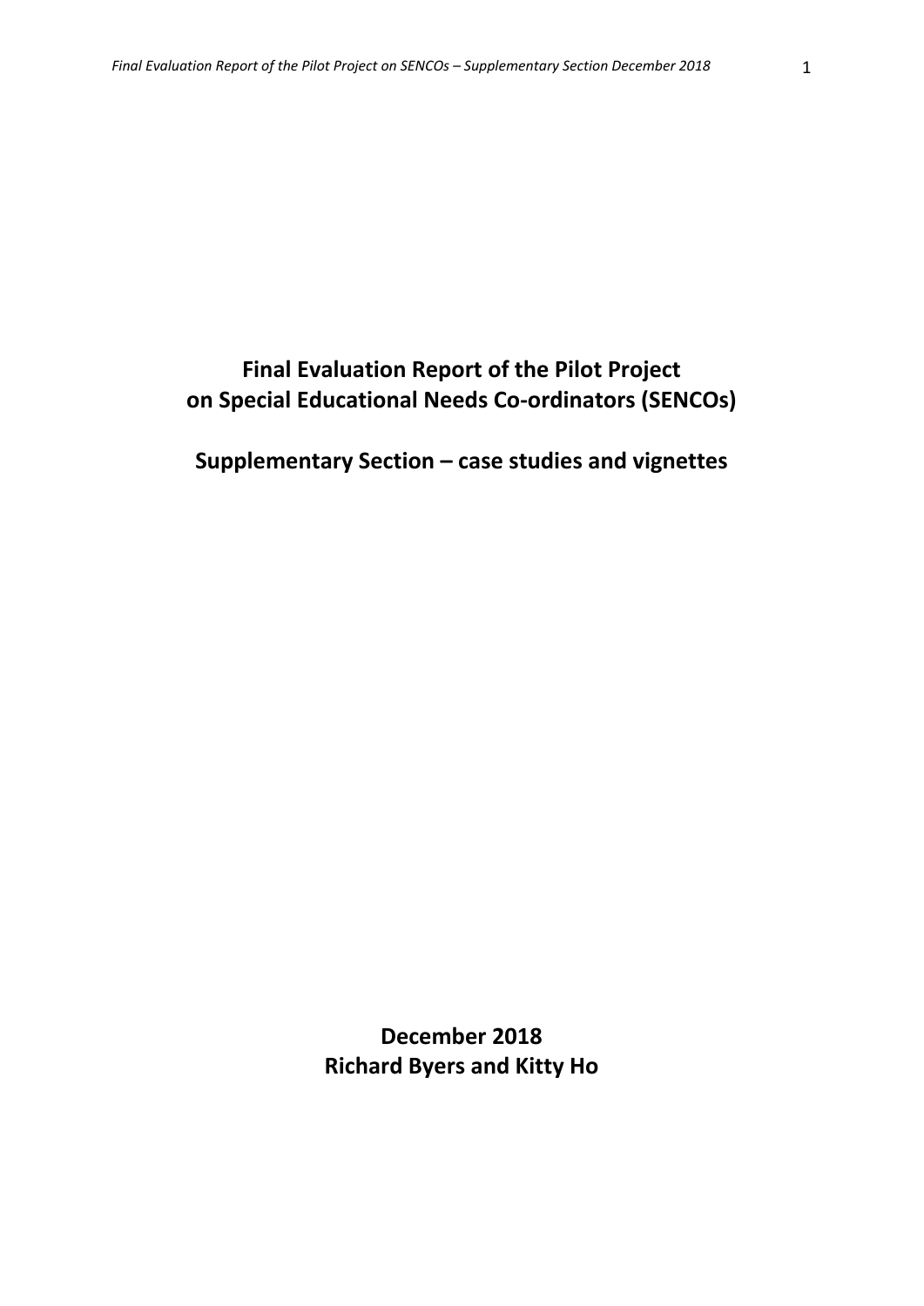# Final Evaluation Report of the Pilot Project on Special Educational Needs Co-ordinators (SENCOs)

## Supplementary Section – case studies and vignettes

**December 2018**
**Richard Byers and Kitty Ho**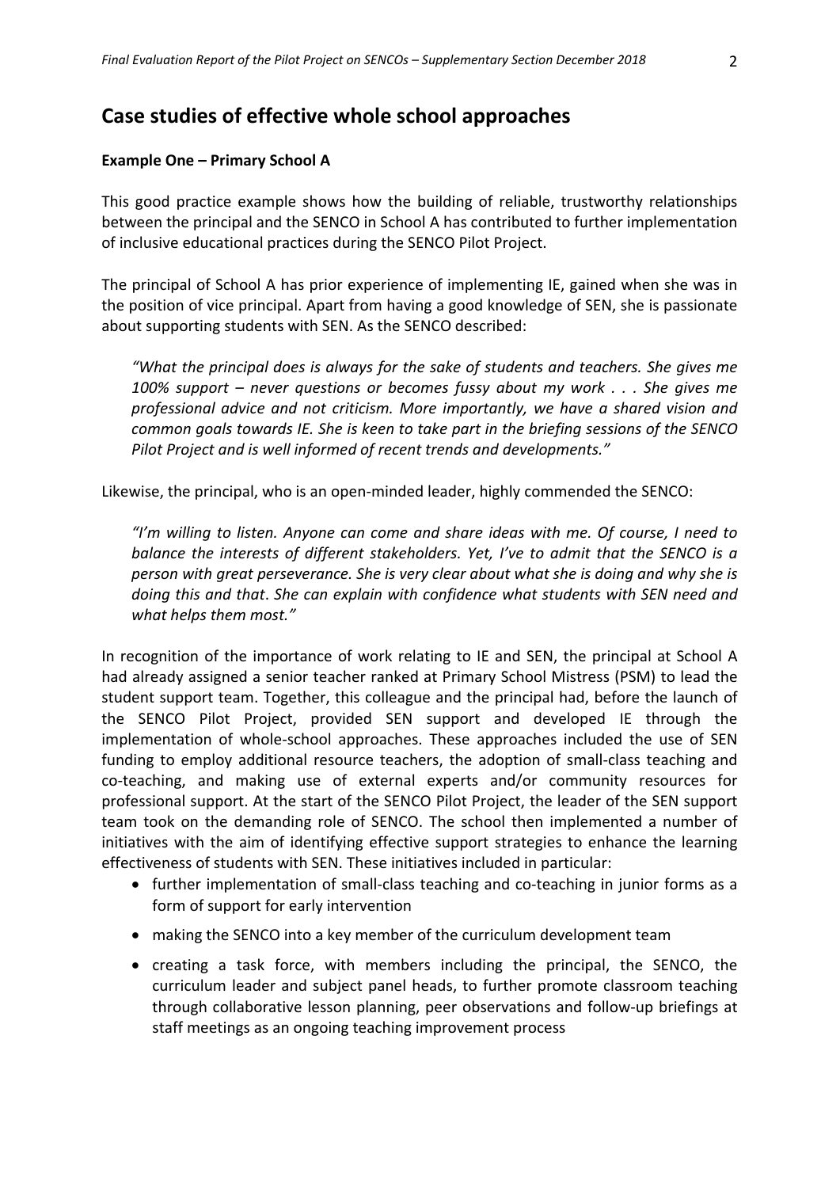## Case studies of effective whole school approaches

**Example One – Primary School A**

This good practice example shows how the building of reliable, trustworthy relationships between the principal and the SENCO in School A has contributed to further implementation of inclusive educational practices during the SENCO Pilot Project.

The principal of School A has prior experience of implementing IE, gained when she was in the position of vice principal. Apart from having a good knowledge of SEN, she is passionate about supporting students with SEN. As the SENCO described:

> *"What the principal does is always for the sake of students and teachers. She gives me 100% support – never questions or becomes fussy about my work . . . She gives me professional advice and not criticism. More importantly, we have a shared vision and common goals towards IE. She is keen to take part in the briefing sessions of the SENCO Pilot Project and is well informed of recent trends and developments."*

Likewise, the principal, who is an open-minded leader, highly commended the SENCO:

> *"I'm willing to listen. Anyone can come and share ideas with me. Of course, I need to balance the interests of different stakeholders. Yet, I've to admit that the SENCO is a person with great perseverance. She is very clear about what she is doing and why she is doing this and that. She can explain with confidence what students with SEN need and what helps them most."*

In recognition of the importance of work relating to IE and SEN, the principal at School A had already assigned a senior teacher ranked at Primary School Mistress (PSM) to lead the student support team. Together, this colleague and the principal had, before the launch of the SENCO Pilot Project, provided SEN support and developed IE through the implementation of whole-school approaches. These approaches included the use of SEN funding to employ additional resource teachers, the adoption of small-class teaching and co-teaching, and making use of external experts and/or community resources for professional support. At the start of the SENCO Pilot Project, the leader of the SEN support team took on the demanding role of SENCO. The school then implemented a number of initiatives with the aim of identifying effective support strategies to enhance the learning effectiveness of students with SEN. These initiatives included in particular:

- further implementation of small-class teaching and co-teaching in junior forms as a form of support for early intervention
- making the SENCO into a key member of the curriculum development team
- creating a task force, with members including the principal, the SENCO, the curriculum leader and subject panel heads, to further promote classroom teaching through collaborative lesson planning, peer observations and follow-up briefings at staff meetings as an ongoing teaching improvement process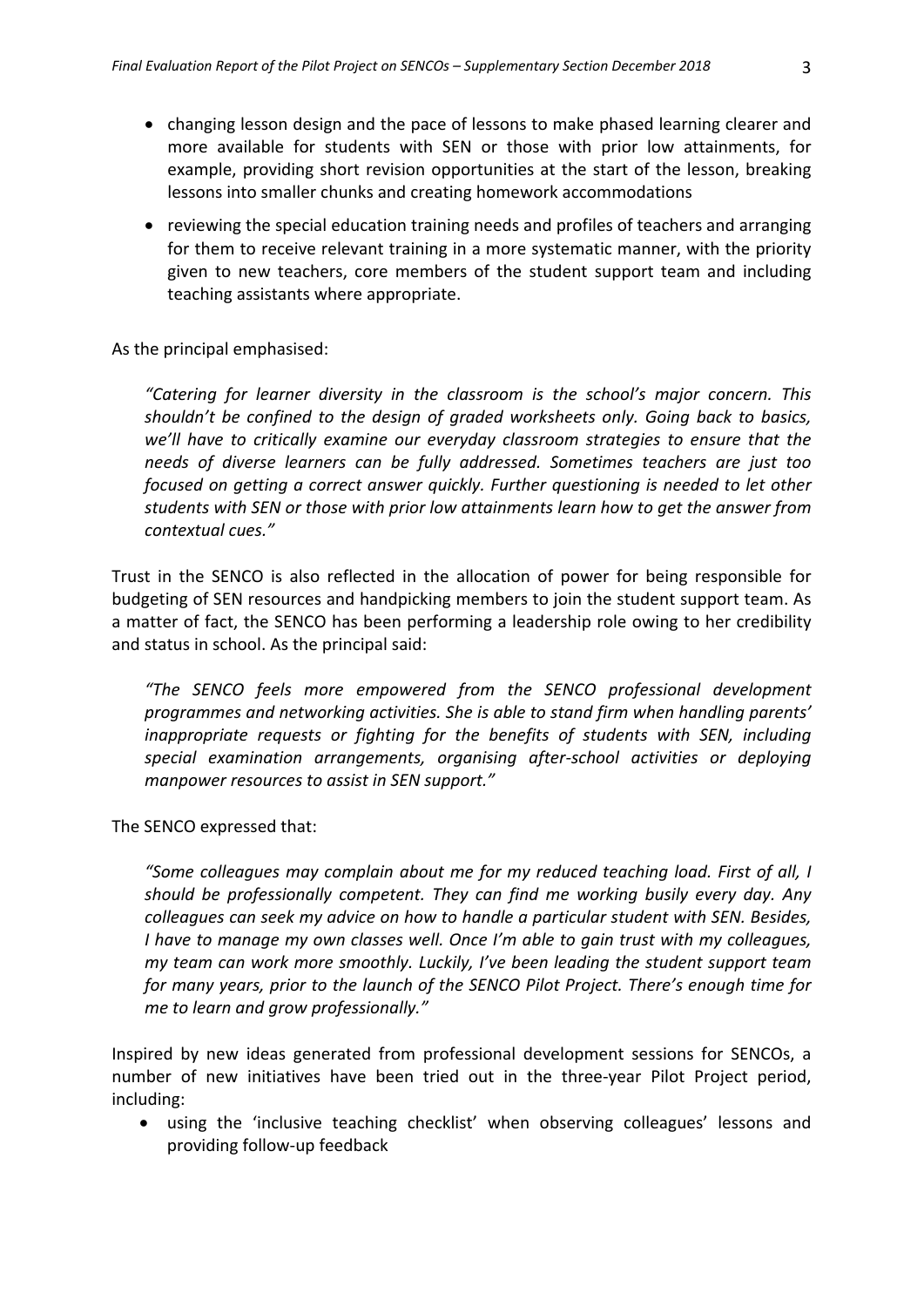- changing lesson design and the pace of lessons to make phased learning clearer and more available for students with SEN or those with prior low attainments, for example, providing short revision opportunities at the start of the lesson, breaking lessons into smaller chunks and creating homework accommodations
- reviewing the special education training needs and profiles of teachers and arranging for them to receive relevant training in a more systematic manner, with the priority given to new teachers, core members of the student support team and including teaching assistants where appropriate.

As the principal emphasised:

> *"Catering for learner diversity in the classroom is the school's major concern. This shouldn't be confined to the design of graded worksheets only. Going back to basics, we'll have to critically examine our everyday classroom strategies to ensure that the needs of diverse learners can be fully addressed. Sometimes teachers are just too focused on getting a correct answer quickly. Further questioning is needed to let other students with SEN or those with prior low attainments learn how to get the answer from contextual cues."*

Trust in the SENCO is also reflected in the allocation of power for being responsible for budgeting of SEN resources and handpicking members to join the student support team. As a matter of fact, the SENCO has been performing a leadership role owing to her credibility and status in school. As the principal said:

> *"The SENCO feels more empowered from the SENCO professional development programmes and networking activities. She is able to stand firm when handling parents' inappropriate requests or fighting for the benefits of students with SEN, including special examination arrangements, organising after-school activities or deploying manpower resources to assist in SEN support."*

The SENCO expressed that:

> *"Some colleagues may complain about me for my reduced teaching load. First of all, I should be professionally competent. They can find me working busily every day. Any colleagues can seek my advice on how to handle a particular student with SEN. Besides, I have to manage my own classes well. Once I'm able to gain trust with my colleagues, my team can work more smoothly. Luckily, I've been leading the student support team for many years, prior to the launch of the SENCO Pilot Project. There's enough time for me to learn and grow professionally."*

Inspired by new ideas generated from professional development sessions for SENCOs, a number of new initiatives have been tried out in the three-year Pilot Project period, including:

- using the 'inclusive teaching checklist' when observing colleagues' lessons and providing follow-up feedback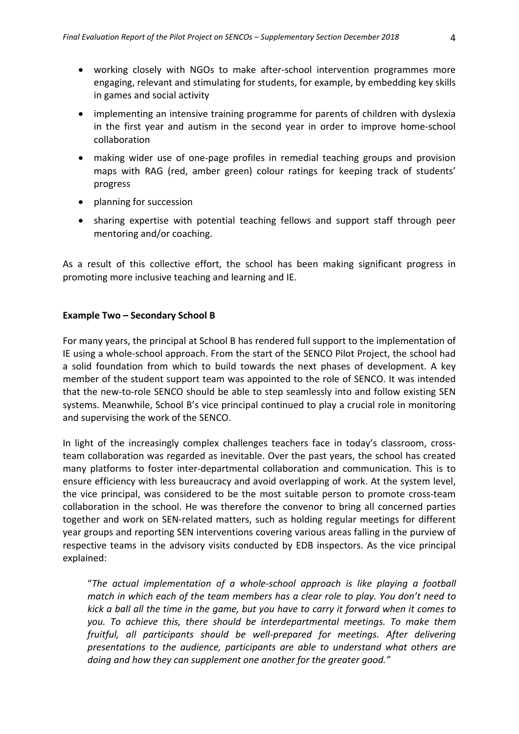- working closely with NGOs to make after-school intervention programmes more engaging, relevant and stimulating for students, for example, by embedding key skills in games and social activity
- implementing an intensive training programme for parents of children with dyslexia in the first year and autism in the second year in order to improve home-school collaboration
- making wider use of one-page profiles in remedial teaching groups and provision maps with RAG (red, amber green) colour ratings for keeping track of students' progress
- planning for succession
- sharing expertise with potential teaching fellows and support staff through peer mentoring and/or coaching.

As a result of this collective effort, the school has been making significant progress in promoting more inclusive teaching and learning and IE.

**Example Two – Secondary School B**

For many years, the principal at School B has rendered full support to the implementation of IE using a whole-school approach. From the start of the SENCO Pilot Project, the school had a solid foundation from which to build towards the next phases of development. A key member of the student support team was appointed to the role of SENCO. It was intended that the new-to-role SENCO should be able to step seamlessly into and follow existing SEN systems. Meanwhile, School B's vice principal continued to play a crucial role in monitoring and supervising the work of the SENCO.

In light of the increasingly complex challenges teachers face in today's classroom, cross-team collaboration was regarded as inevitable. Over the past years, the school has created many platforms to foster inter-departmental collaboration and communication. This is to ensure efficiency with less bureaucracy and avoid overlapping of work. At the system level, the vice principal, was considered to be the most suitable person to promote cross-team collaboration in the school. He was therefore the convenor to bring all concerned parties together and work on SEN-related matters, such as holding regular meetings for different year groups and reporting SEN interventions covering various areas falling in the purview of respective teams in the advisory visits conducted by EDB inspectors. As the vice principal explained:

> "*The actual implementation of a whole-school approach is like playing a football match in which each of the team members has a clear role to play. You don't need to kick a ball all the time in the game, but you have to carry it forward when it comes to you. To achieve this, there should be interdepartmental meetings. To make them fruitful, all participants should be well-prepared for meetings. After delivering presentations to the audience, participants are able to understand what others are doing and how they can supplement one another for the greater good.*"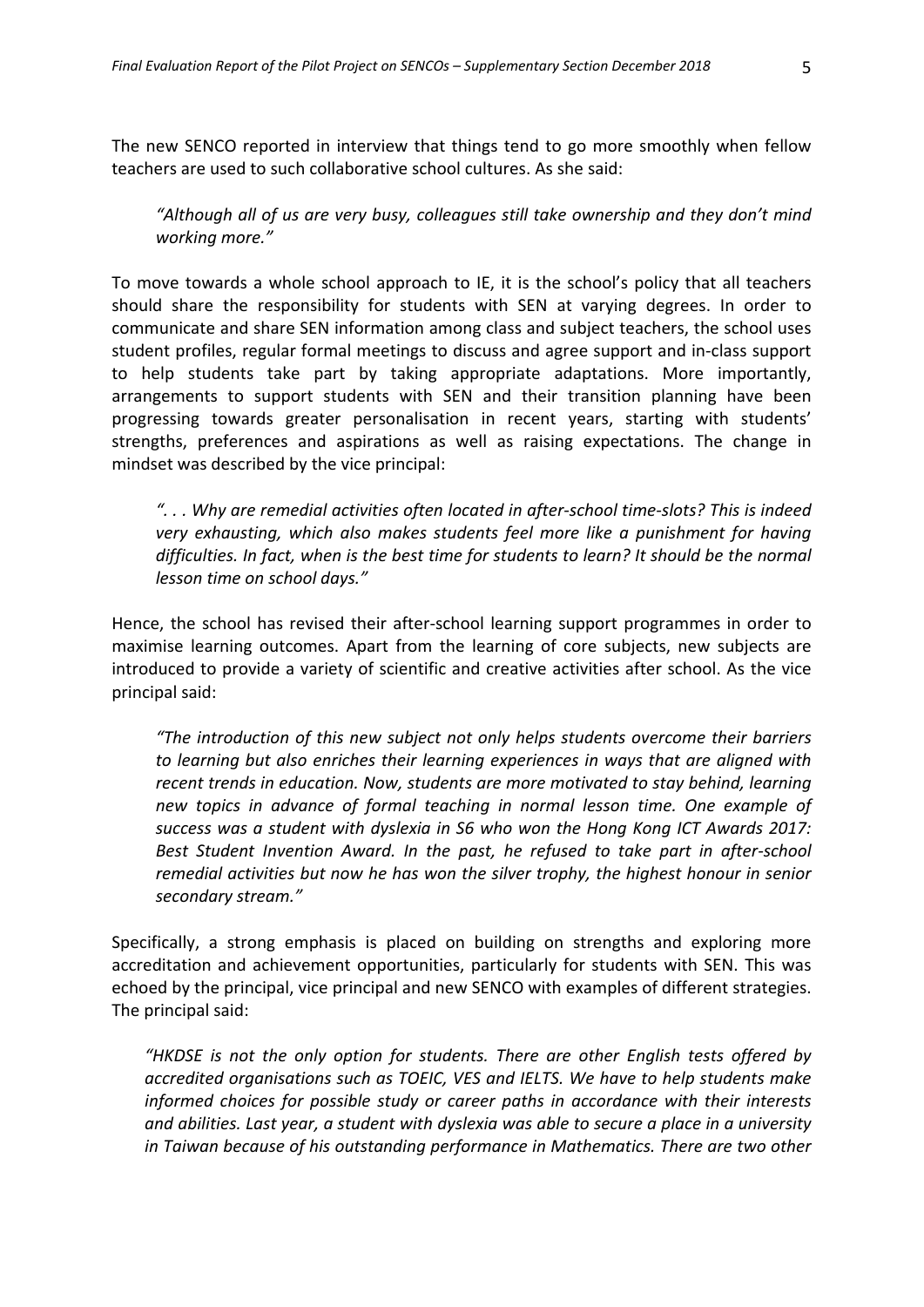The new SENCO reported in interview that things tend to go more smoothly when fellow teachers are used to such collaborative school cultures. As she said:

> *"Although all of us are very busy, colleagues still take ownership and they don't mind working more."*

To move towards a whole school approach to IE, it is the school's policy that all teachers should share the responsibility for students with SEN at varying degrees. In order to communicate and share SEN information among class and subject teachers, the school uses student profiles, regular formal meetings to discuss and agree support and in-class support to help students take part by taking appropriate adaptations. More importantly, arrangements to support students with SEN and their transition planning have been progressing towards greater personalisation in recent years, starting with students' strengths, preferences and aspirations as well as raising expectations. The change in mindset was described by the vice principal:

> *". . . Why are remedial activities often located in after-school time-slots? This is indeed very exhausting, which also makes students feel more like a punishment for having difficulties. In fact, when is the best time for students to learn? It should be the normal lesson time on school days."*

Hence, the school has revised their after-school learning support programmes in order to maximise learning outcomes. Apart from the learning of core subjects, new subjects are introduced to provide a variety of scientific and creative activities after school. As the vice principal said:

> *"The introduction of this new subject not only helps students overcome their barriers to learning but also enriches their learning experiences in ways that are aligned with recent trends in education. Now, students are more motivated to stay behind, learning new topics in advance of formal teaching in normal lesson time. One example of success was a student with dyslexia in S6 who won the Hong Kong ICT Awards 2017: Best Student Invention Award. In the past, he refused to take part in after-school remedial activities but now he has won the silver trophy, the highest honour in senior secondary stream."*

Specifically, a strong emphasis is placed on building on strengths and exploring more accreditation and achievement opportunities, particularly for students with SEN. This was echoed by the principal, vice principal and new SENCO with examples of different strategies. The principal said:

> *"HKDSE is not the only option for students. There are other English tests offered by accredited organisations such as TOEIC, VES and IELTS. We have to help students make informed choices for possible study or career paths in accordance with their interests and abilities. Last year, a student with dyslexia was able to secure a place in a university in Taiwan because of his outstanding performance in Mathematics. There are two other*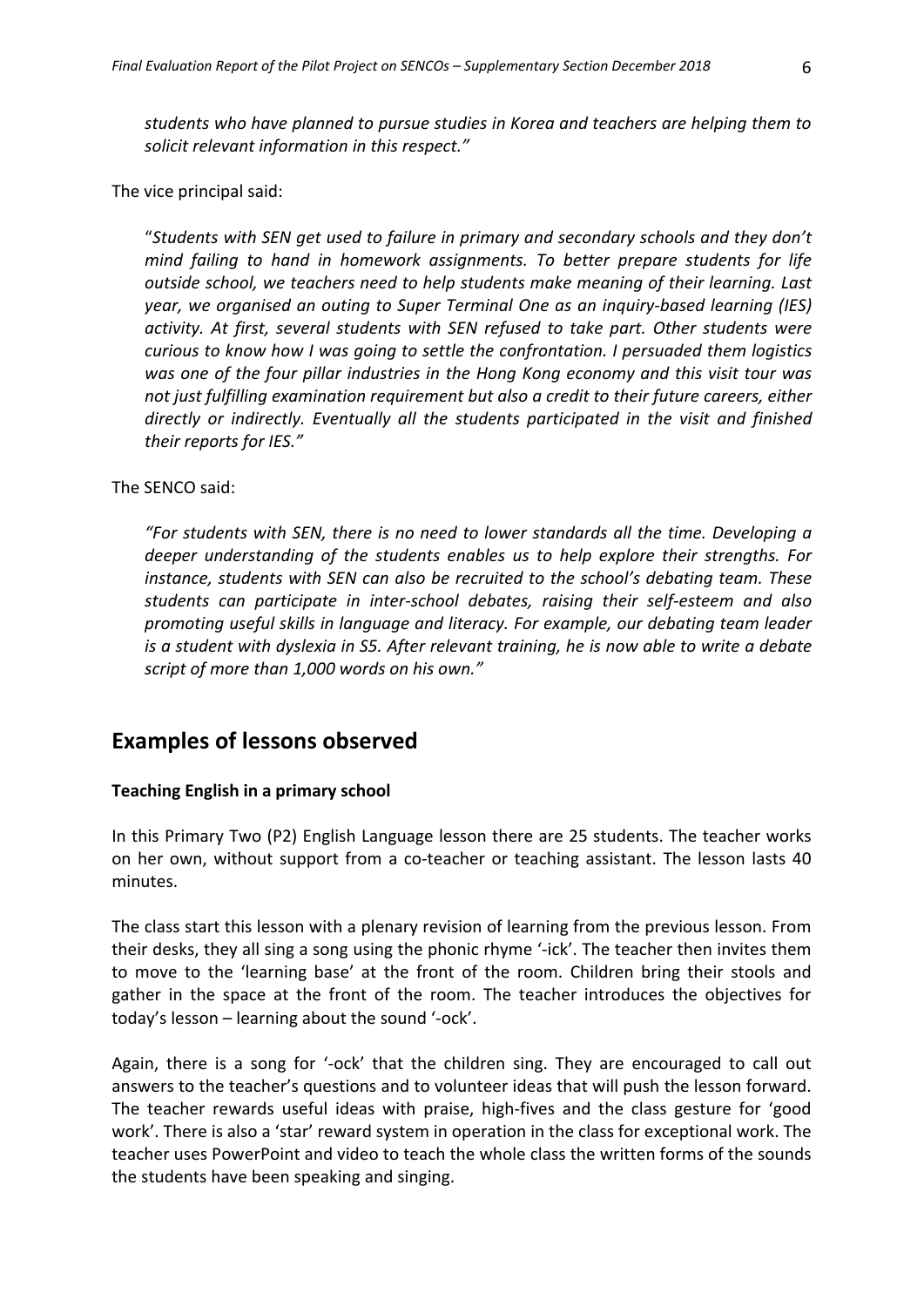*students who have planned to pursue studies in Korea and teachers are helping them to solicit relevant information in this respect."*

The vice principal said:

"*Students with SEN get used to failure in primary and secondary schools and they don't mind failing to hand in homework assignments. To better prepare students for life outside school, we teachers need to help students make meaning of their learning. Last year, we organised an outing to Super Terminal One as an inquiry-based learning (IES) activity. At first, several students with SEN refused to take part. Other students were curious to know how I was going to settle the confrontation. I persuaded them logistics was one of the four pillar industries in the Hong Kong economy and this visit tour was not just fulfilling examination requirement but also a credit to their future careers, either directly or indirectly. Eventually all the students participated in the visit and finished their reports for IES."*

The SENCO said:

*"For students with SEN, there is no need to lower standards all the time. Developing a deeper understanding of the students enables us to help explore their strengths. For instance, students with SEN can also be recruited to the school's debating team. These students can participate in inter-school debates, raising their self-esteem and also promoting useful skills in language and literacy. For example, our debating team leader is a student with dyslexia in S5. After relevant training, he is now able to write a debate script of more than 1,000 words on his own."*

## Examples of lessons observed

**Teaching English in a primary school**

In this Primary Two (P2) English Language lesson there are 25 students. The teacher works on her own, without support from a co-teacher or teaching assistant. The lesson lasts 40 minutes.

The class start this lesson with a plenary revision of learning from the previous lesson. From their desks, they all sing a song using the phonic rhyme '-ick'. The teacher then invites them to move to the 'learning base' at the front of the room. Children bring their stools and gather in the space at the front of the room. The teacher introduces the objectives for today's lesson – learning about the sound '-ock'.

Again, there is a song for '-ock' that the children sing. They are encouraged to call out answers to the teacher's questions and to volunteer ideas that will push the lesson forward. The teacher rewards useful ideas with praise, high-fives and the class gesture for 'good work'. There is also a 'star' reward system in operation in the class for exceptional work. The teacher uses PowerPoint and video to teach the whole class the written forms of the sounds the students have been speaking and singing.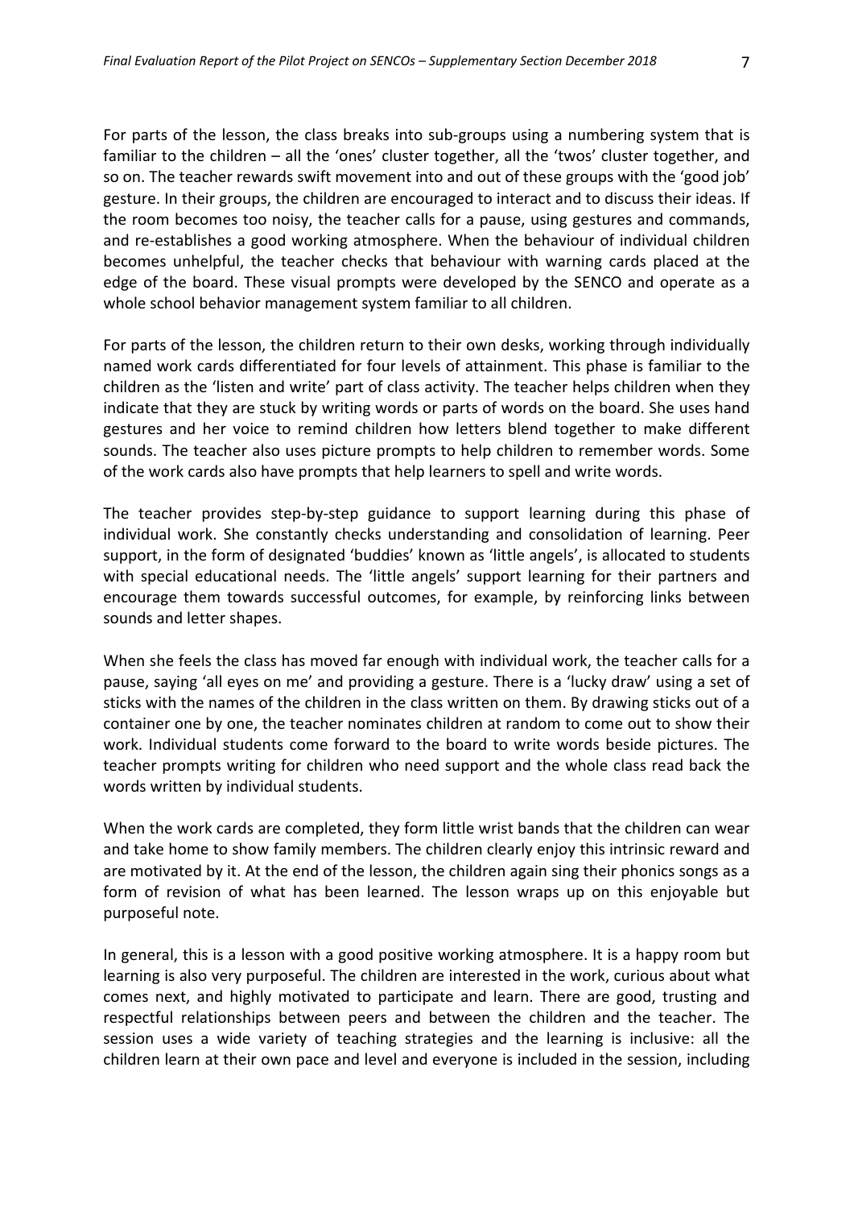For parts of the lesson, the class breaks into sub-groups using a numbering system that is familiar to the children – all the 'ones' cluster together, all the 'twos' cluster together, and so on. The teacher rewards swift movement into and out of these groups with the 'good job' gesture. In their groups, the children are encouraged to interact and to discuss their ideas. If the room becomes too noisy, the teacher calls for a pause, using gestures and commands, and re-establishes a good working atmosphere. When the behaviour of individual children becomes unhelpful, the teacher checks that behaviour with warning cards placed at the edge of the board. These visual prompts were developed by the SENCO and operate as a whole school behavior management system familiar to all children.

For parts of the lesson, the children return to their own desks, working through individually named work cards differentiated for four levels of attainment. This phase is familiar to the children as the 'listen and write' part of class activity. The teacher helps children when they indicate that they are stuck by writing words or parts of words on the board. She uses hand gestures and her voice to remind children how letters blend together to make different sounds. The teacher also uses picture prompts to help children to remember words. Some of the work cards also have prompts that help learners to spell and write words.

The teacher provides step-by-step guidance to support learning during this phase of individual work. She constantly checks understanding and consolidation of learning. Peer support, in the form of designated 'buddies' known as 'little angels', is allocated to students with special educational needs. The 'little angels' support learning for their partners and encourage them towards successful outcomes, for example, by reinforcing links between sounds and letter shapes.

When she feels the class has moved far enough with individual work, the teacher calls for a pause, saying 'all eyes on me' and providing a gesture. There is a 'lucky draw' using a set of sticks with the names of the children in the class written on them. By drawing sticks out of a container one by one, the teacher nominates children at random to come out to show their work. Individual students come forward to the board to write words beside pictures. The teacher prompts writing for children who need support and the whole class read back the words written by individual students.

When the work cards are completed, they form little wrist bands that the children can wear and take home to show family members. The children clearly enjoy this intrinsic reward and are motivated by it. At the end of the lesson, the children again sing their phonics songs as a form of revision of what has been learned. The lesson wraps up on this enjoyable but purposeful note.

In general, this is a lesson with a good positive working atmosphere. It is a happy room but learning is also very purposeful. The children are interested in the work, curious about what comes next, and highly motivated to participate and learn. There are good, trusting and respectful relationships between peers and between the children and the teacher. The session uses a wide variety of teaching strategies and the learning is inclusive: all the children learn at their own pace and level and everyone is included in the session, including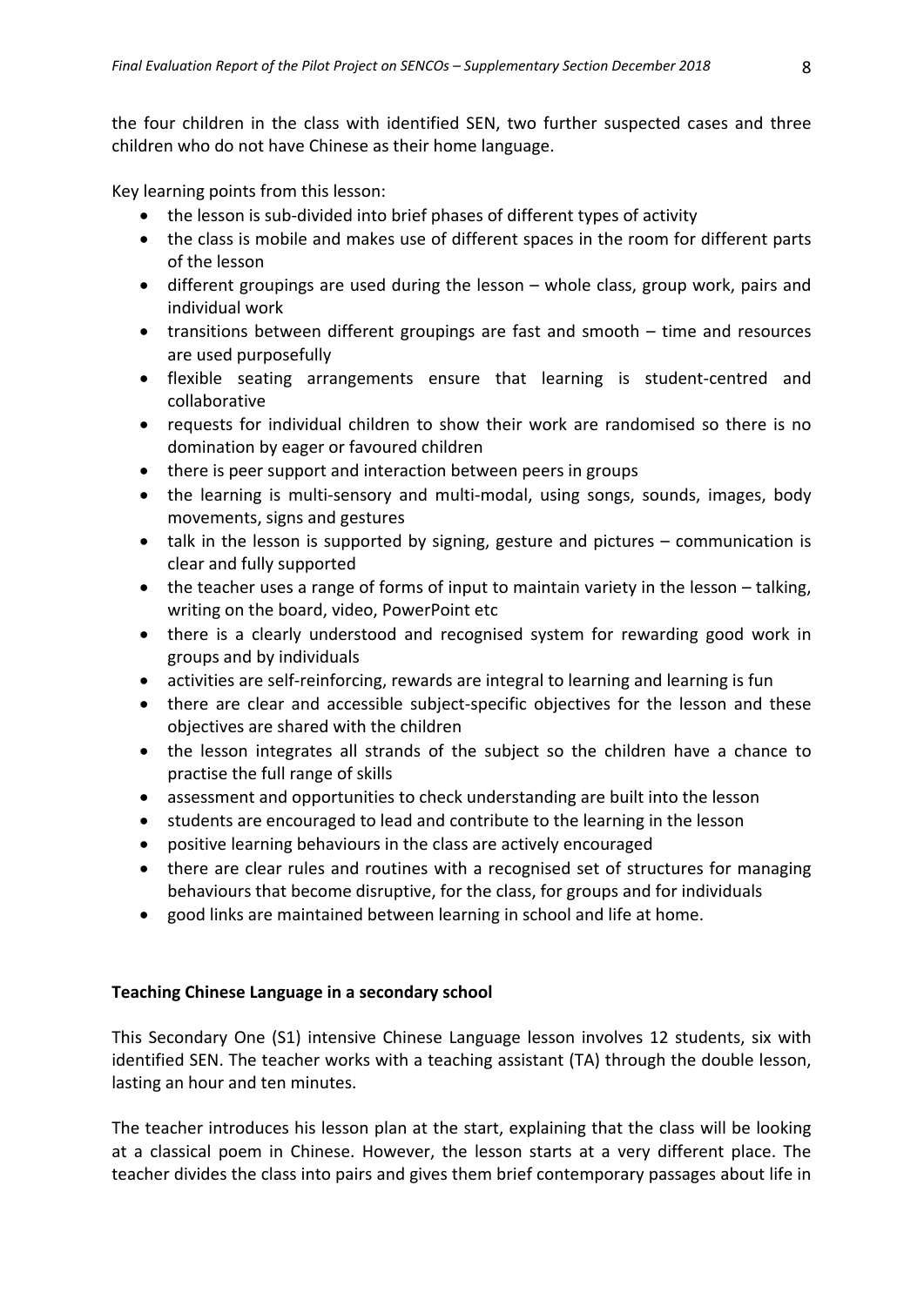the four children in the class with identified SEN, two further suspected cases and three children who do not have Chinese as their home language.

Key learning points from this lesson:

- the lesson is sub-divided into brief phases of different types of activity
- the class is mobile and makes use of different spaces in the room for different parts of the lesson
- different groupings are used during the lesson – whole class, group work, pairs and individual work
- transitions between different groupings are fast and smooth – time and resources are used purposefully
- flexible seating arrangements ensure that learning is student-centred and collaborative
- requests for individual children to show their work are randomised so there is no domination by eager or favoured children
- there is peer support and interaction between peers in groups
- the learning is multi-sensory and multi-modal, using songs, sounds, images, body movements, signs and gestures
- talk in the lesson is supported by signing, gesture and pictures – communication is clear and fully supported
- the teacher uses a range of forms of input to maintain variety in the lesson – talking, writing on the board, video, PowerPoint etc
- there is a clearly understood and recognised system for rewarding good work in groups and by individuals
- activities are self-reinforcing, rewards are integral to learning and learning is fun
- there are clear and accessible subject-specific objectives for the lesson and these objectives are shared with the children
- the lesson integrates all strands of the subject so the children have a chance to practise the full range of skills
- assessment and opportunities to check understanding are built into the lesson
- students are encouraged to lead and contribute to the learning in the lesson
- positive learning behaviours in the class are actively encouraged
- there are clear rules and routines with a recognised set of structures for managing behaviours that become disruptive, for the class, for groups and for individuals
- good links are maintained between learning in school and life at home.

**Teaching Chinese Language in a secondary school**

This Secondary One (S1) intensive Chinese Language lesson involves 12 students, six with identified SEN. The teacher works with a teaching assistant (TA) through the double lesson, lasting an hour and ten minutes.

The teacher introduces his lesson plan at the start, explaining that the class will be looking at a classical poem in Chinese. However, the lesson starts at a very different place. The teacher divides the class into pairs and gives them brief contemporary passages about life in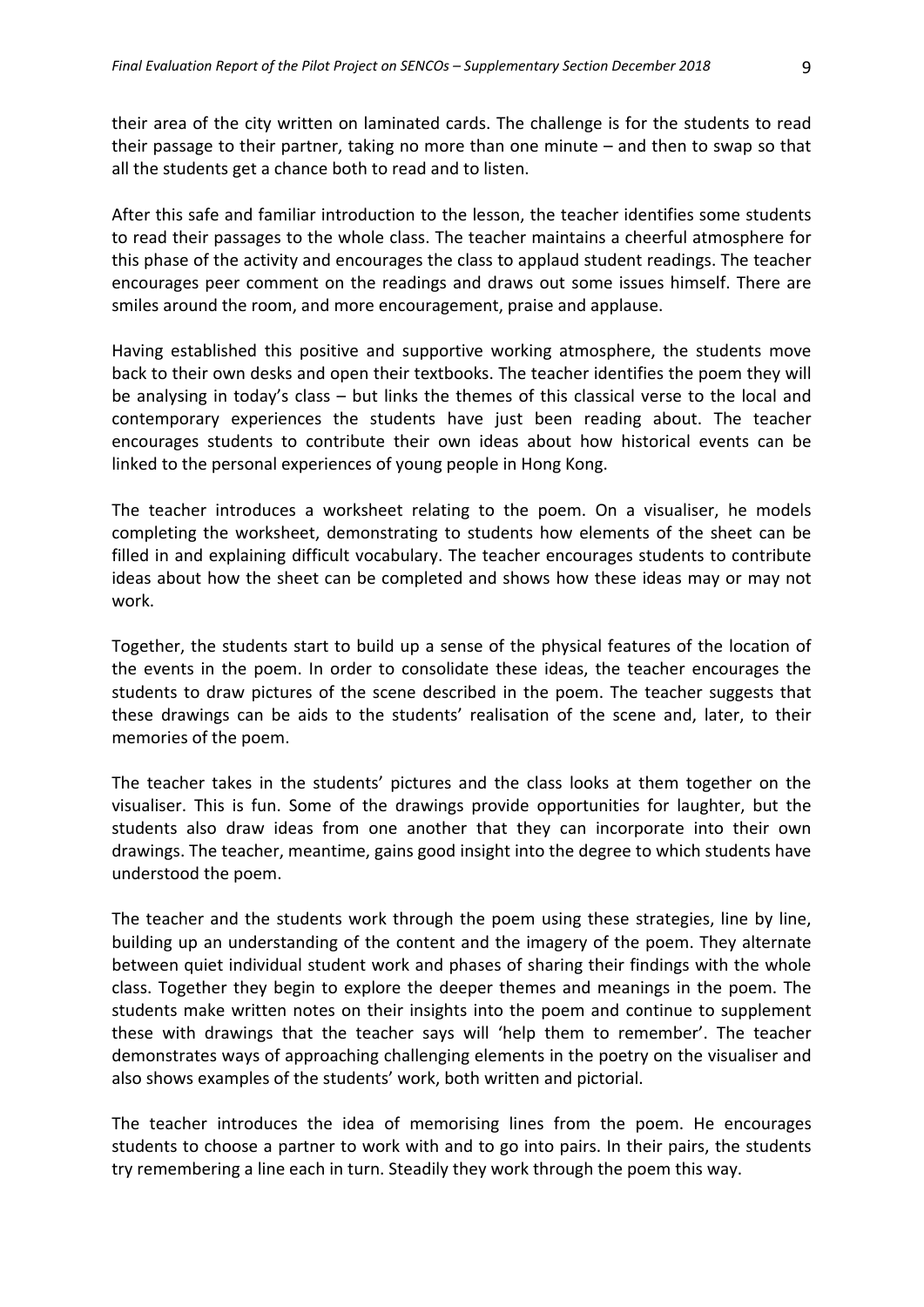their area of the city written on laminated cards. The challenge is for the students to read their passage to their partner, taking no more than one minute – and then to swap so that all the students get a chance both to read and to listen.

After this safe and familiar introduction to the lesson, the teacher identifies some students to read their passages to the whole class. The teacher maintains a cheerful atmosphere for this phase of the activity and encourages the class to applaud student readings. The teacher encourages peer comment on the readings and draws out some issues himself. There are smiles around the room, and more encouragement, praise and applause.

Having established this positive and supportive working atmosphere, the students move back to their own desks and open their textbooks. The teacher identifies the poem they will be analysing in today's class – but links the themes of this classical verse to the local and contemporary experiences the students have just been reading about. The teacher encourages students to contribute their own ideas about how historical events can be linked to the personal experiences of young people in Hong Kong.

The teacher introduces a worksheet relating to the poem. On a visualiser, he models completing the worksheet, demonstrating to students how elements of the sheet can be filled in and explaining difficult vocabulary. The teacher encourages students to contribute ideas about how the sheet can be completed and shows how these ideas may or may not work.

Together, the students start to build up a sense of the physical features of the location of the events in the poem. In order to consolidate these ideas, the teacher encourages the students to draw pictures of the scene described in the poem. The teacher suggests that these drawings can be aids to the students' realisation of the scene and, later, to their memories of the poem.

The teacher takes in the students' pictures and the class looks at them together on the visualiser. This is fun. Some of the drawings provide opportunities for laughter, but the students also draw ideas from one another that they can incorporate into their own drawings. The teacher, meantime, gains good insight into the degree to which students have understood the poem.

The teacher and the students work through the poem using these strategies, line by line, building up an understanding of the content and the imagery of the poem. They alternate between quiet individual student work and phases of sharing their findings with the whole class. Together they begin to explore the deeper themes and meanings in the poem. The students make written notes on their insights into the poem and continue to supplement these with drawings that the teacher says will 'help them to remember'. The teacher demonstrates ways of approaching challenging elements in the poetry on the visualiser and also shows examples of the students' work, both written and pictorial.

The teacher introduces the idea of memorising lines from the poem. He encourages students to choose a partner to work with and to go into pairs. In their pairs, the students try remembering a line each in turn. Steadily they work through the poem this way.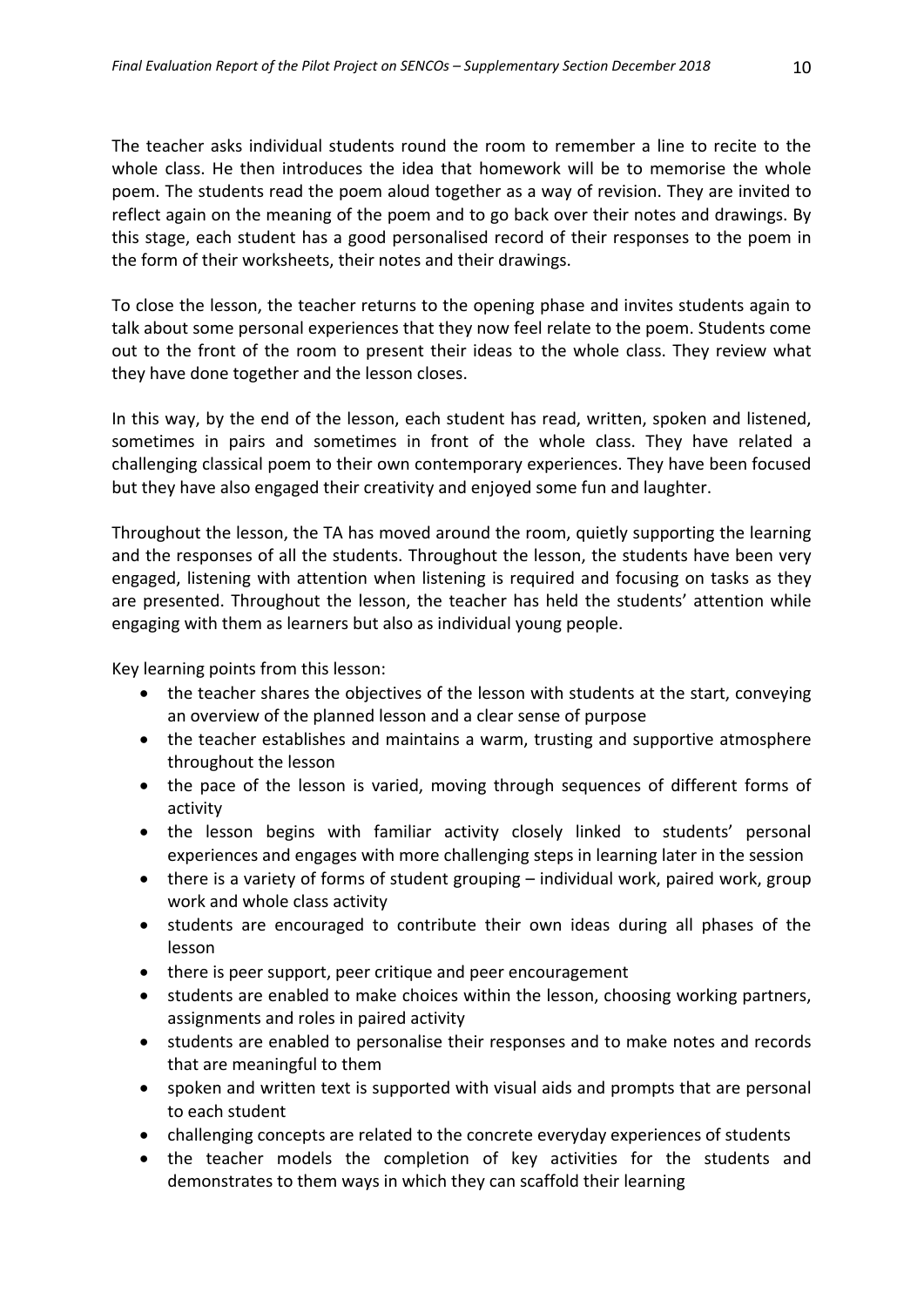The teacher asks individual students round the room to remember a line to recite to the whole class. He then introduces the idea that homework will be to memorise the whole poem. The students read the poem aloud together as a way of revision. They are invited to reflect again on the meaning of the poem and to go back over their notes and drawings. By this stage, each student has a good personalised record of their responses to the poem in the form of their worksheets, their notes and their drawings.

To close the lesson, the teacher returns to the opening phase and invites students again to talk about some personal experiences that they now feel relate to the poem. Students come out to the front of the room to present their ideas to the whole class. They review what they have done together and the lesson closes.

In this way, by the end of the lesson, each student has read, written, spoken and listened, sometimes in pairs and sometimes in front of the whole class. They have related a challenging classical poem to their own contemporary experiences. They have been focused but they have also engaged their creativity and enjoyed some fun and laughter.

Throughout the lesson, the TA has moved around the room, quietly supporting the learning and the responses of all the students. Throughout the lesson, the students have been very engaged, listening with attention when listening is required and focusing on tasks as they are presented. Throughout the lesson, the teacher has held the students' attention while engaging with them as learners but also as individual young people.

Key learning points from this lesson:

- the teacher shares the objectives of the lesson with students at the start, conveying an overview of the planned lesson and a clear sense of purpose
- the teacher establishes and maintains a warm, trusting and supportive atmosphere throughout the lesson
- the pace of the lesson is varied, moving through sequences of different forms of activity
- the lesson begins with familiar activity closely linked to students' personal experiences and engages with more challenging steps in learning later in the session
- there is a variety of forms of student grouping – individual work, paired work, group work and whole class activity
- students are encouraged to contribute their own ideas during all phases of the lesson
- there is peer support, peer critique and peer encouragement
- students are enabled to make choices within the lesson, choosing working partners, assignments and roles in paired activity
- students are enabled to personalise their responses and to make notes and records that are meaningful to them
- spoken and written text is supported with visual aids and prompts that are personal to each student
- challenging concepts are related to the concrete everyday experiences of students
- the teacher models the completion of key activities for the students and demonstrates to them ways in which they can scaffold their learning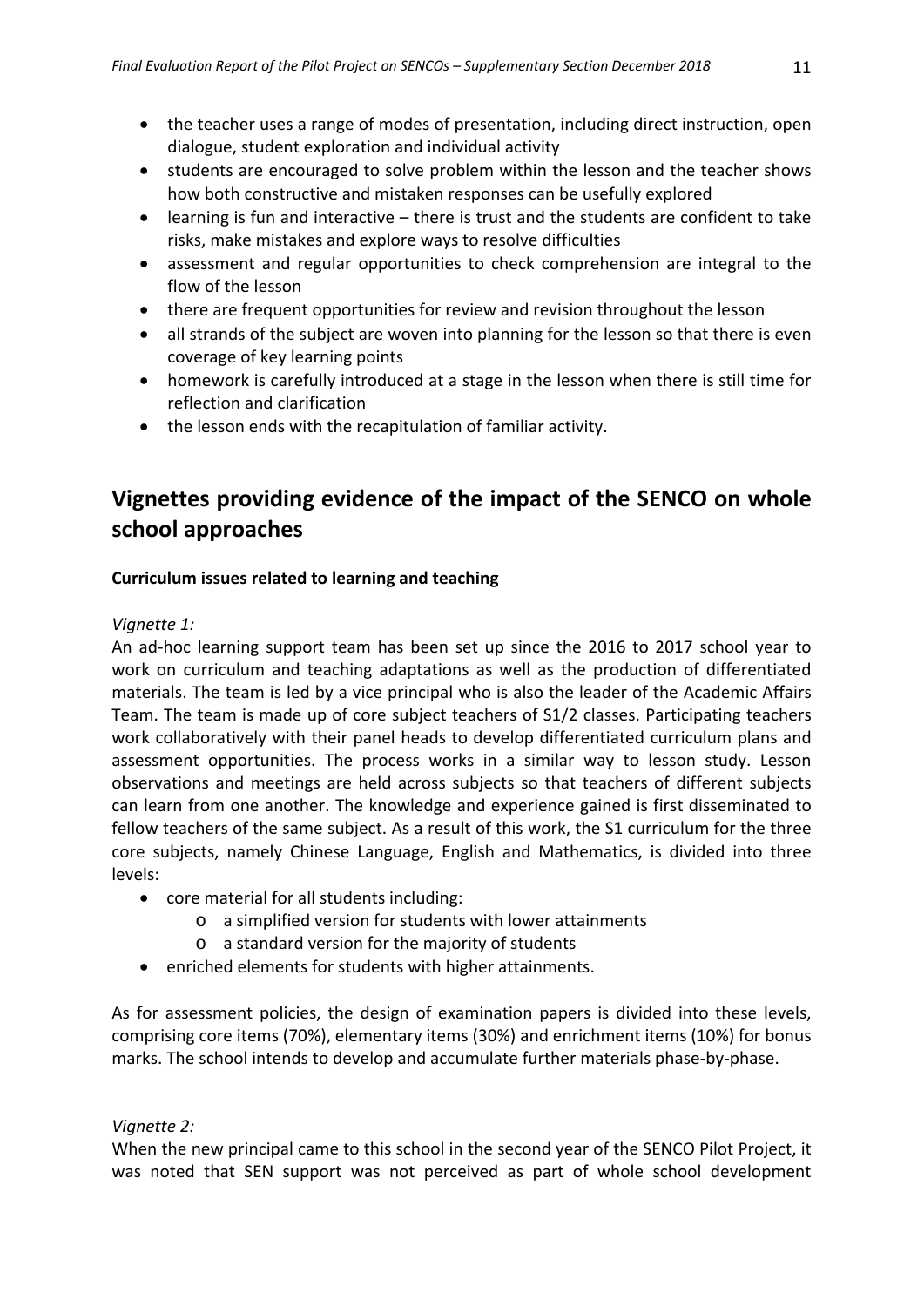- the teacher uses a range of modes of presentation, including direct instruction, open dialogue, student exploration and individual activity
- students are encouraged to solve problem within the lesson and the teacher shows how both constructive and mistaken responses can be usefully explored
- learning is fun and interactive – there is trust and the students are confident to take risks, make mistakes and explore ways to resolve difficulties
- assessment and regular opportunities to check comprehension are integral to the flow of the lesson
- there are frequent opportunities for review and revision throughout the lesson
- all strands of the subject are woven into planning for the lesson so that there is even coverage of key learning points
- homework is carefully introduced at a stage in the lesson when there is still time for reflection and clarification
- the lesson ends with the recapitulation of familiar activity.

## Vignettes providing evidence of the impact of the SENCO on whole school approaches

**Curriculum issues related to learning and teaching**

*Vignette 1:*

An ad-hoc learning support team has been set up since the 2016 to 2017 school year to work on curriculum and teaching adaptations as well as the production of differentiated materials. The team is led by a vice principal who is also the leader of the Academic Affairs Team. The team is made up of core subject teachers of S1/2 classes. Participating teachers work collaboratively with their panel heads to develop differentiated curriculum plans and assessment opportunities. The process works in a similar way to lesson study. Lesson observations and meetings are held across subjects so that teachers of different subjects can learn from one another. The knowledge and experience gained is first disseminated to fellow teachers of the same subject. As a result of this work, the S1 curriculum for the three core subjects, namely Chinese Language, English and Mathematics, is divided into three levels:

- core material for all students including:
  - a simplified version for students with lower attainments
  - a standard version for the majority of students
- enriched elements for students with higher attainments.

As for assessment policies, the design of examination papers is divided into these levels, comprising core items (70%), elementary items (30%) and enrichment items (10%) for bonus marks. The school intends to develop and accumulate further materials phase-by-phase.

*Vignette 2:*

When the new principal came to this school in the second year of the SENCO Pilot Project, it was noted that SEN support was not perceived as part of whole school development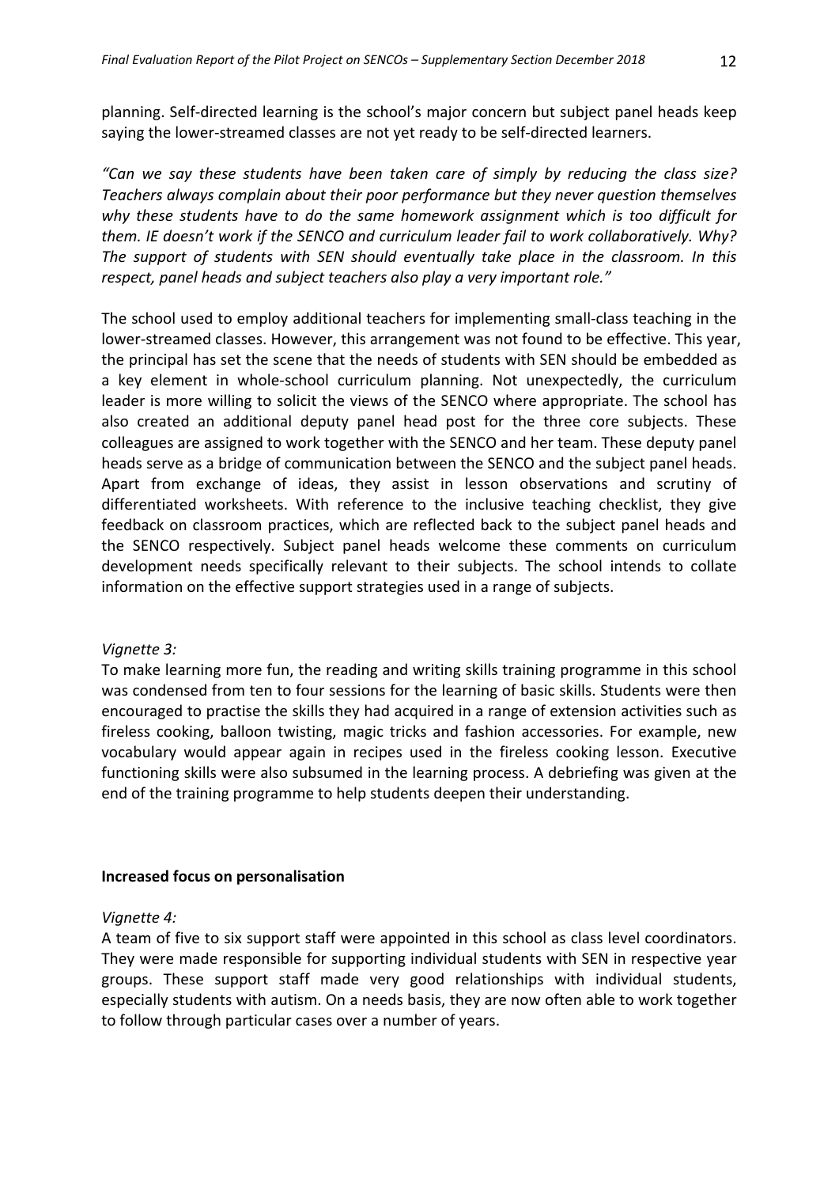planning. Self-directed learning is the school's major concern but subject panel heads keep saying the lower-streamed classes are not yet ready to be self-directed learners.

*"Can we say these students have been taken care of simply by reducing the class size? Teachers always complain about their poor performance but they never question themselves why these students have to do the same homework assignment which is too difficult for them. IE doesn't work if the SENCO and curriculum leader fail to work collaboratively. Why? The support of students with SEN should eventually take place in the classroom. In this respect, panel heads and subject teachers also play a very important role."*

The school used to employ additional teachers for implementing small-class teaching in the lower-streamed classes. However, this arrangement was not found to be effective. This year, the principal has set the scene that the needs of students with SEN should be embedded as a key element in whole-school curriculum planning. Not unexpectedly, the curriculum leader is more willing to solicit the views of the SENCO where appropriate. The school has also created an additional deputy panel head post for the three core subjects. These colleagues are assigned to work together with the SENCO and her team. These deputy panel heads serve as a bridge of communication between the SENCO and the subject panel heads. Apart from exchange of ideas, they assist in lesson observations and scrutiny of differentiated worksheets. With reference to the inclusive teaching checklist, they give feedback on classroom practices, which are reflected back to the subject panel heads and the SENCO respectively. Subject panel heads welcome these comments on curriculum development needs specifically relevant to their subjects. The school intends to collate information on the effective support strategies used in a range of subjects.

*Vignette 3:*

To make learning more fun, the reading and writing skills training programme in this school was condensed from ten to four sessions for the learning of basic skills. Students were then encouraged to practise the skills they had acquired in a range of extension activities such as fireless cooking, balloon twisting, magic tricks and fashion accessories. For example, new vocabulary would appear again in recipes used in the fireless cooking lesson. Executive functioning skills were also subsumed in the learning process. A debriefing was given at the end of the training programme to help students deepen their understanding.

**Increased focus on personalisation**

*Vignette 4:*

A team of five to six support staff were appointed in this school as class level coordinators. They were made responsible for supporting individual students with SEN in respective year groups. These support staff made very good relationships with individual students, especially students with autism. On a needs basis, they are now often able to work together to follow through particular cases over a number of years.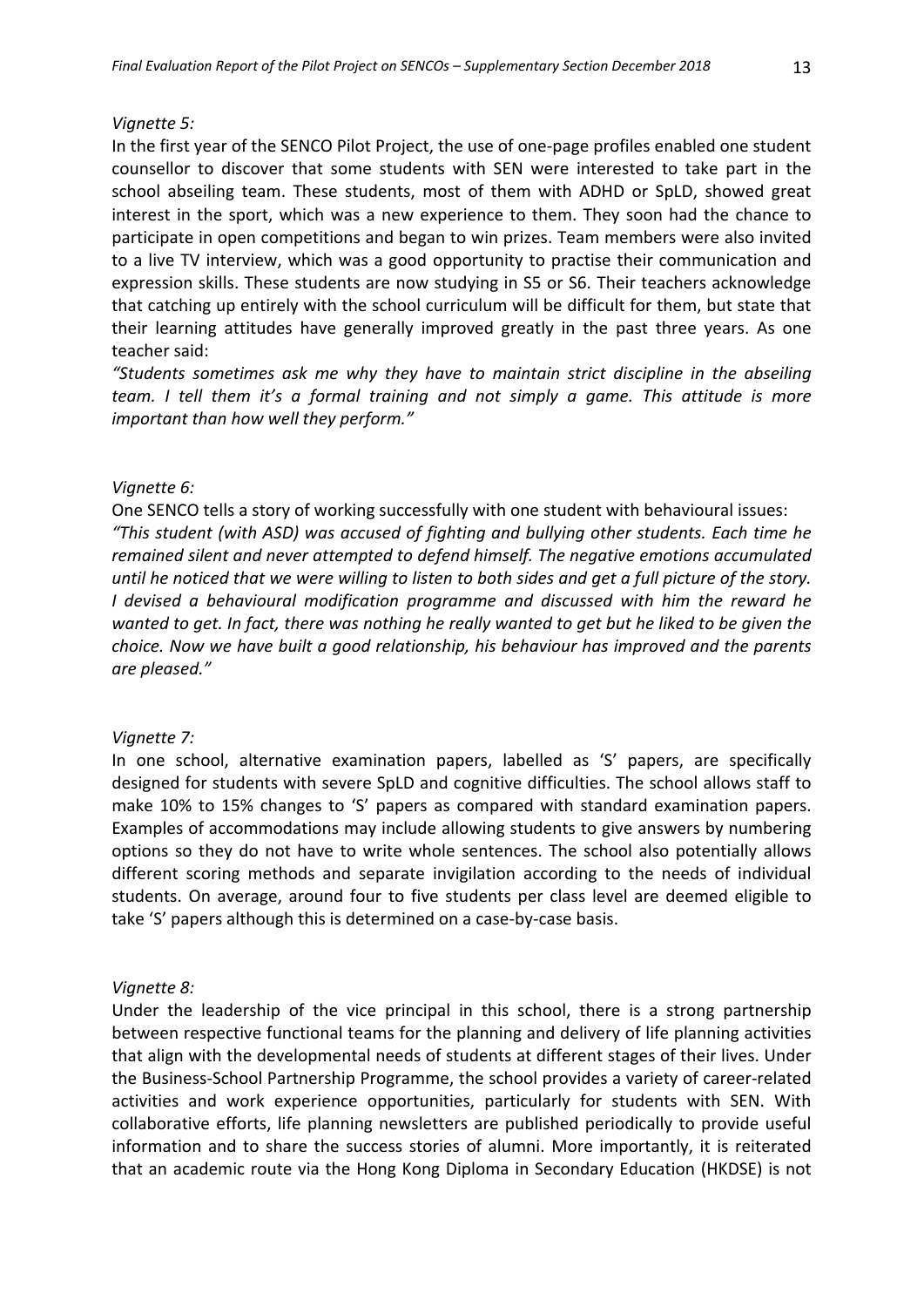*Vignette 5:*

In the first year of the SENCO Pilot Project, the use of one-page profiles enabled one student counsellor to discover that some students with SEN were interested to take part in the school abseiling team. These students, most of them with ADHD or SpLD, showed great interest in the sport, which was a new experience to them. They soon had the chance to participate in open competitions and began to win prizes. Team members were also invited to a live TV interview, which was a good opportunity to practise their communication and expression skills. These students are now studying in S5 or S6. Their teachers acknowledge that catching up entirely with the school curriculum will be difficult for them, but state that their learning attitudes have generally improved greatly in the past three years. As one teacher said:

*"Students sometimes ask me why they have to maintain strict discipline in the abseiling team. I tell them it's a formal training and not simply a game. This attitude is more important than how well they perform."*

*Vignette 6:*

One SENCO tells a story of working successfully with one student with behavioural issues:

*"This student (with ASD) was accused of fighting and bullying other students. Each time he remained silent and never attempted to defend himself. The negative emotions accumulated until he noticed that we were willing to listen to both sides and get a full picture of the story. I devised a behavioural modification programme and discussed with him the reward he wanted to get. In fact, there was nothing he really wanted to get but he liked to be given the choice. Now we have built a good relationship, his behaviour has improved and the parents are pleased."*

*Vignette 7:*

In one school, alternative examination papers, labelled as 'S' papers, are specifically designed for students with severe SpLD and cognitive difficulties. The school allows staff to make 10% to 15% changes to 'S' papers as compared with standard examination papers. Examples of accommodations may include allowing students to give answers by numbering options so they do not have to write whole sentences. The school also potentially allows different scoring methods and separate invigilation according to the needs of individual students. On average, around four to five students per class level are deemed eligible to take 'S' papers although this is determined on a case-by-case basis.

*Vignette 8:*

Under the leadership of the vice principal in this school, there is a strong partnership between respective functional teams for the planning and delivery of life planning activities that align with the developmental needs of students at different stages of their lives. Under the Business-School Partnership Programme, the school provides a variety of career-related activities and work experience opportunities, particularly for students with SEN. With collaborative efforts, life planning newsletters are published periodically to provide useful information and to share the success stories of alumni. More importantly, it is reiterated that an academic route via the Hong Kong Diploma in Secondary Education (HKDSE) is not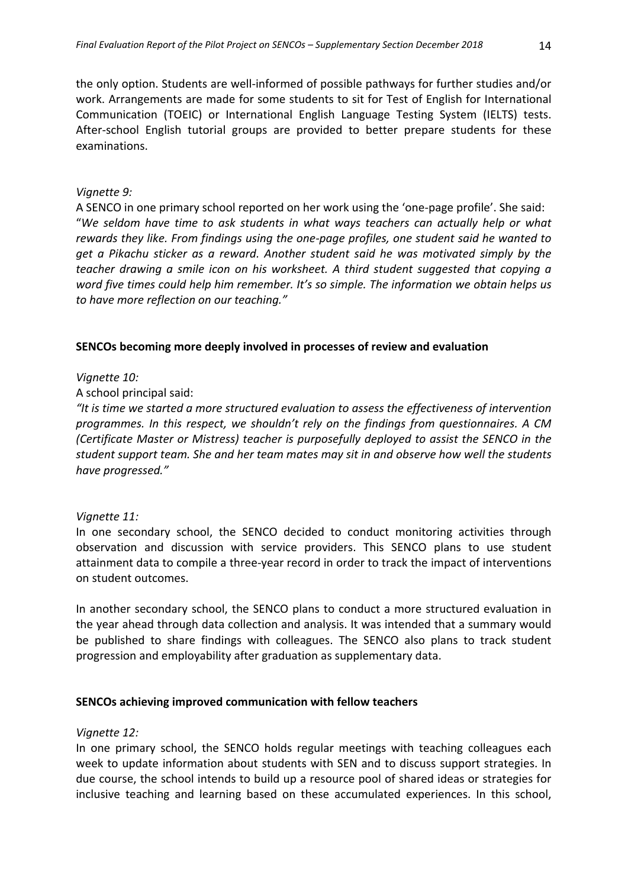the only option. Students are well-informed of possible pathways for further studies and/or work. Arrangements are made for some students to sit for Test of English for International Communication (TOEIC) or International English Language Testing System (IELTS) tests. After-school English tutorial groups are provided to better prepare students for these examinations.

*Vignette 9:*

A SENCO in one primary school reported on her work using the 'one-page profile'. She said: "*We seldom have time to ask students in what ways teachers can actually help or what rewards they like. From findings using the one-page profiles, one student said he wanted to get a Pikachu sticker as a reward. Another student said he was motivated simply by the teacher drawing a smile icon on his worksheet. A third student suggested that copying a word five times could help him remember. It's so simple. The information we obtain helps us to have more reflection on our teaching."*

**SENCOs becoming more deeply involved in processes of review and evaluation**

*Vignette 10:*

A school principal said:

*"It is time we started a more structured evaluation to assess the effectiveness of intervention programmes. In this respect, we shouldn't rely on the findings from questionnaires. A CM (Certificate Master or Mistress) teacher is purposefully deployed to assist the SENCO in the student support team. She and her team mates may sit in and observe how well the students have progressed."*

*Vignette 11:*

In one secondary school, the SENCO decided to conduct monitoring activities through observation and discussion with service providers. This SENCO plans to use student attainment data to compile a three-year record in order to track the impact of interventions on student outcomes.

In another secondary school, the SENCO plans to conduct a more structured evaluation in the year ahead through data collection and analysis. It was intended that a summary would be published to share findings with colleagues. The SENCO also plans to track student progression and employability after graduation as supplementary data.

**SENCOs achieving improved communication with fellow teachers**

*Vignette 12:*

In one primary school, the SENCO holds regular meetings with teaching colleagues each week to update information about students with SEN and to discuss support strategies. In due course, the school intends to build up a resource pool of shared ideas or strategies for inclusive teaching and learning based on these accumulated experiences. In this school,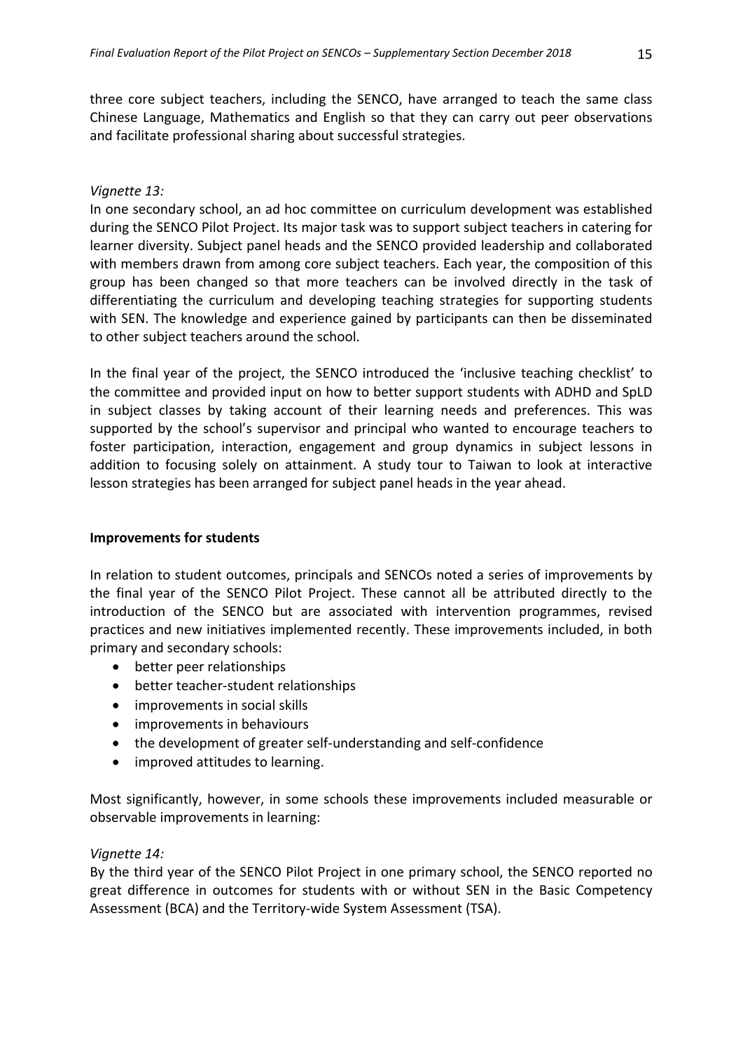three core subject teachers, including the SENCO, have arranged to teach the same class Chinese Language, Mathematics and English so that they can carry out peer observations and facilitate professional sharing about successful strategies.

*Vignette 13:*

In one secondary school, an ad hoc committee on curriculum development was established during the SENCO Pilot Project. Its major task was to support subject teachers in catering for learner diversity. Subject panel heads and the SENCO provided leadership and collaborated with members drawn from among core subject teachers. Each year, the composition of this group has been changed so that more teachers can be involved directly in the task of differentiating the curriculum and developing teaching strategies for supporting students with SEN. The knowledge and experience gained by participants can then be disseminated to other subject teachers around the school.

In the final year of the project, the SENCO introduced the 'inclusive teaching checklist' to the committee and provided input on how to better support students with ADHD and SpLD in subject classes by taking account of their learning needs and preferences. This was supported by the school's supervisor and principal who wanted to encourage teachers to foster participation, interaction, engagement and group dynamics in subject lessons in addition to focusing solely on attainment. A study tour to Taiwan to look at interactive lesson strategies has been arranged for subject panel heads in the year ahead.

**Improvements for students**

In relation to student outcomes, principals and SENCOs noted a series of improvements by the final year of the SENCO Pilot Project. These cannot all be attributed directly to the introduction of the SENCO but are associated with intervention programmes, revised practices and new initiatives implemented recently. These improvements included, in both primary and secondary schools:

- better peer relationships
- better teacher-student relationships
- improvements in social skills
- improvements in behaviours
- the development of greater self-understanding and self-confidence
- improved attitudes to learning.

Most significantly, however, in some schools these improvements included measurable or observable improvements in learning:

*Vignette 14:*

By the third year of the SENCO Pilot Project in one primary school, the SENCO reported no great difference in outcomes for students with or without SEN in the Basic Competency Assessment (BCA) and the Territory-wide System Assessment (TSA).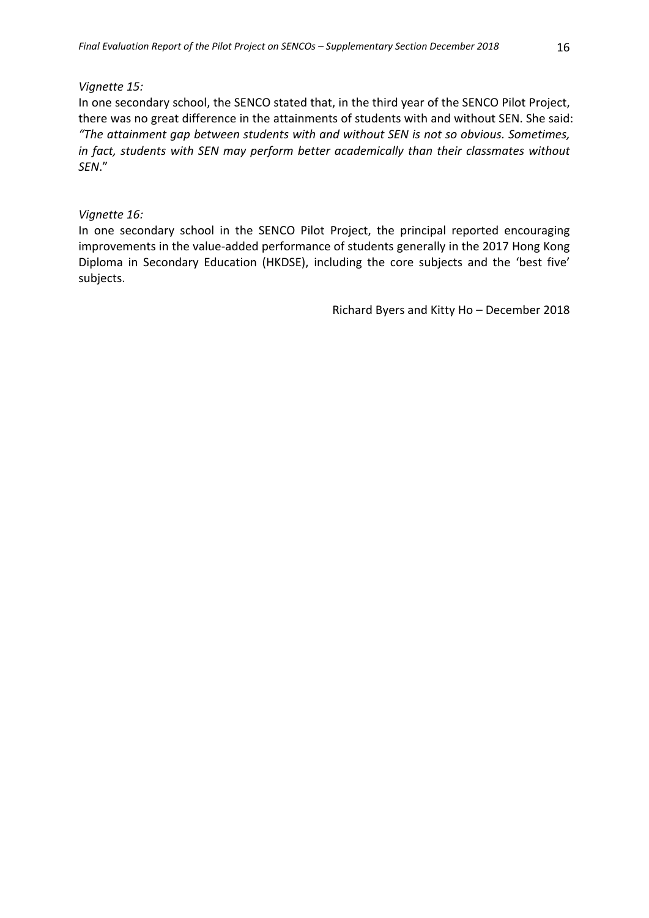*Vignette 15:*

In one secondary school, the SENCO stated that, in the third year of the SENCO Pilot Project, there was no great difference in the attainments of students with and without SEN. She said: *"The attainment gap between students with and without SEN is not so obvious. Sometimes, in fact, students with SEN may perform better academically than their classmates without SEN*."

*Vignette 16:*

In one secondary school in the SENCO Pilot Project, the principal reported encouraging improvements in the value-added performance of students generally in the 2017 Hong Kong Diploma in Secondary Education (HKDSE), including the core subjects and the 'best five' subjects.

Richard Byers and Kitty Ho – December 2018